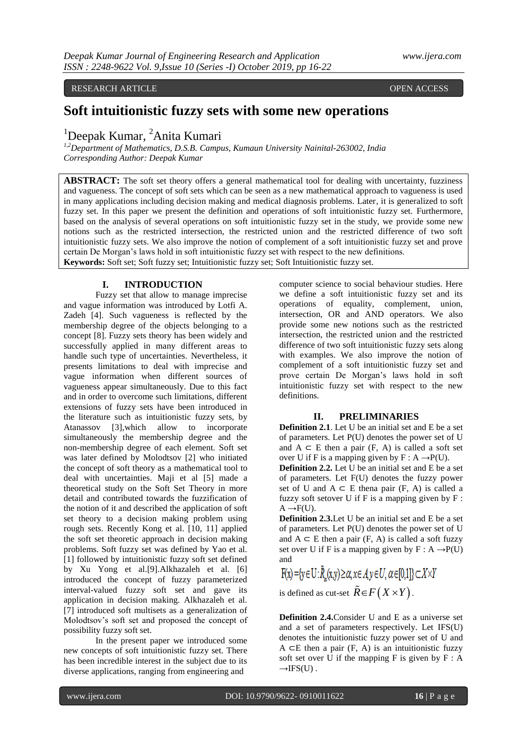RESEARCH ARTICLE OPEN ACCESS

# Soft intuitionistic fuzzy sets with some new operations

[1]Deepak Kumar, [2]Anita Kumari

*[1,2]Department of Mathematics, D.S.B. Campus, Kumaun University Nainital-263002, India*
*Corresponding Author: Deepak Kumar*

**ABSTRACT:** The soft set theory offers a general mathematical tool for dealing with uncertainty, fuzziness and vagueness. The concept of soft sets which can be seen as a new mathematical approach to vagueness is used in many applications including decision making and medical diagnosis problems. Later, it is generalized to soft fuzzy set. In this paper we present the definition and operations of soft intuitionistic fuzzy set. Furthermore, based on the analysis of several operations on soft intuitionistic fuzzy set in the study, we provide some new notions such as the restricted intersection, the restricted union and the restricted difference of two soft intuitionistic fuzzy sets. We also improve the notion of complement of a soft intuitionistic fuzzy set and prove certain De Morgan's laws hold in soft intuitionistic fuzzy set with respect to the new definitions.
**Keywords:** Soft set; Soft fuzzy set; Intuitionistic fuzzy set; Soft Intuitionistic fuzzy set.

## I. INTRODUCTION

Fuzzy set that allow to manage imprecise and vague information was introduced by Lotfi A. Zadeh [4]. Such vagueness is reflected by the membership degree of the objects belonging to a concept [8]. Fuzzy sets theory has been widely and successfully applied in many different areas to handle such type of uncertainties. Nevertheless, it presents limitations to deal with imprecise and vague information when different sources of vagueness appear simultaneously. Due to this fact and in order to overcome such limitations, different extensions of fuzzy sets have been introduced in the literature such as intuitionistic fuzzy sets, by Atanassov [3],which allow to incorporate simultaneously the membership degree and the non-membership degree of each element. Soft set was later defined by Molodtsov [2] who initiated the concept of soft theory as a mathematical tool to deal with uncertainties. Maji et al [5] made a theoretical study on the Soft Set Theory in more detail and contributed towards the fuzzification of the notion of it and described the application of soft set theory to a decision making problem using rough sets. Recently Kong et al. [10, 11] applied the soft set theoretic approach in decision making problems. Soft fuzzy set was defined by Yao et al. [1] followed by intuitionistic fuzzy soft set defined by Xu Yong et al.[9].Alkhazaleh et al. [6] introduced the concept of fuzzy parameterized interval-valued fuzzy soft set and gave its application in decision making. Alkhazaleh et al. [7] introduced soft multisets as a generalization of Molodtsov's soft set and proposed the concept of possibility fuzzy soft set.

In the present paper we introduced some new concepts of soft intuitionistic fuzzy set. There has been incredible interest in the subject due to its diverse applications, ranging from engineering and computer science to social behaviour studies. Here we define a soft intuitionistic fuzzy set and its operations of equality, complement, union, intersection, OR and AND operators. We also provide some new notions such as the restricted intersection, the restricted union and the restricted difference of two soft intuitionistic fuzzy sets along with examples. We also improve the notion of complement of a soft intuitionistic fuzzy set and prove certain De Morgan's laws hold in soft intuitionistic fuzzy set with respect to the new definitions.

## II. PRELIMINARIES

**Definition 2.1**. Let U be an initial set and E be a set of parameters. Let P(U) denotes the power set of U and $A \subset E$ then a pair (F, A) is called a soft set over U if F is a mapping given by $F : A \rightarrow P(U)$.

**Definition 2.2.** Let U be an initial set and E be a set of parameters. Let F(U) denotes the fuzzy power set of U and $A \subset E$ thena pair (F, A) is called a fuzzy soft setover U if F is a mapping given by $F : A \rightarrow F(U)$.

**Definition 2.3.**Let U be an initial set and E be a set of parameters. Let P(U) denotes the power set of U and $A \subset E$ then a pair (F, A) is called a soft fuzzy set over U if F is a mapping given by $F : A \rightarrow P(U)$ and

$$F(x)=\{y\in U:\tilde{R}_{\alpha}(x,y)\geq\alpha, x\in A, y\in U, \alpha\in[0,1]\}\subset X\times Y$$

is defined as cut-set $\tilde{R}\in F\left(X\times Y\right)$.

**Definition 2.4.**Consider U and E as a universe set and a set of parameters respectively. Let IFS(U) denotes the intuitionistic fuzzy power set of U and $A \subset E$ then a pair (F, A) is an intuitionistic fuzzy soft set over U if the mapping F is given by $F : A \rightarrow IFS(U)$ .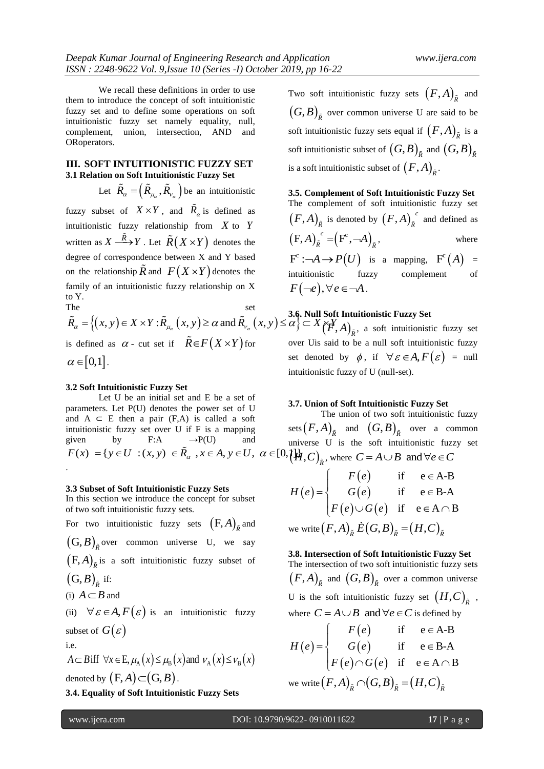We recall these definitions in order to use them to introduce the concept of soft intuitionistic fuzzy set and to define some operations on soft intuitionistic fuzzy set namely equality, null, complement, union, intersection, AND and ORoperators.

## III. SOFT INTUITIONISTIC FUZZY SET

### 3.1 Relation on Soft Intuitionistic Fuzzy Set

Let $\tilde{R}_{\alpha} = \left(\tilde{R}_{\mu_{\alpha}}, \tilde{R}_{\nu_{\alpha}}\right)$ be an intuitionistic fuzzy subset of $X \times Y$, and $\tilde{R}_{\alpha}$ is defined as intuitionistic fuzzy relationship from $X$ to $Y$ written as $X \xrightarrow{\tilde{R}} Y$. Let $\tilde{R}\left(X \times Y\right)$ denotes the degree of correspondence between X and Y based on the relationship $\tilde{R}$ and $F\left(X \times Y\right)$ denotes the family of an intuitionistic fuzzy relationship on X to Y.

The set $\tilde{R}_{\alpha} = \left\{(x, y) \in X \times Y : \tilde{R}_{\mu_{\alpha}}(x, y) \geq \alpha \text{ and } \tilde{R}_{\nu_{\alpha}}(x, y) \leq \alpha\right\} \subset X \times Y$ is defined as $\alpha$ - cut set if $\tilde{R} \in F\left(X \times Y\right)$ for $\alpha \in [0,1]$.

### 3.2 Soft Intuitionistic Fuzzy Set

Let U be an initial set and E be a set of parameters. Let P(U) denotes the power set of U and A ⊂ E then a pair (F,A) is called a soft intuitionistic fuzzy set over U if F is a mapping given by F:A →P(U) and $F(x) = \{y \in U : (x, y) \in \tilde{R}_{\alpha}, x \in A, y \in U, \alpha \in [0,1]\}$.

### 3.3 Subset of Soft Intuitionistic Fuzzy Sets

In this section we introduce the concept for subset of two soft intuitionistic fuzzy sets.

For two intuitionistic fuzzy sets $\left(\mathrm{F}, A\right)_{\tilde{R}}$ and $\left(\mathrm{G}, B\right)_{\tilde{R}}$ over common universe U, we say $\left(\mathrm{F}, A\right)_{\tilde{R}}$ is a soft intuitionistic fuzzy subset of $\left(\mathrm{G}, B\right)_{\tilde{R}}$ if:

(i) $A \subset B$ and

(ii) $\forall \varepsilon \in A, F(\varepsilon)$ is an intuitionistic fuzzy subset of $G(\varepsilon)$

i.e.

$A \subset B$ iff $\forall x \in \mathrm{E}, \mu_{\mathrm{A}}(x) \leq \mu_{\mathrm{B}}(x)$ and $\nu_{\mathrm{A}}(x) \leq \nu_{\mathrm{B}}(x)$

denoted by $\left(\mathrm{F}, A\right) \subset \left(\mathrm{G}, B\right)$.

### 3.4. Equality of Soft Intuitionistic Fuzzy Sets

Two soft intuitionistic fuzzy sets $\left(F, A\right)_{\tilde{R}}$ and $\left(G, B\right)_{\tilde{R}}$ over common universe U are said to be soft intuitionistic fuzzy sets equal if $\left(F, A\right)_{\tilde{R}}$ is a soft intuitionistic subset of $\left(G, B\right)_{\tilde{R}}$ and $\left(G, B\right)_{\tilde{R}}$ is a soft intuitionistic subset of $\left(F, A\right)_{\tilde{R}}$.

### 3.5. Complement of Soft Intuitionistic Fuzzy Set

The complement of soft intuitionistic fuzzy set $\left(F, A\right)_{\tilde{R}}$ is denoted by $\left(F, A\right)_{\tilde{R}}^{\ c}$ and defined as $\left(\mathrm{F}, A\right)_{\tilde{R}}^{\ c} = \left(\mathrm{F}^{c}, \neg A\right)_{\tilde{R}}$, where $\mathrm{F}^{c} : \neg A \to P(U)$ is a mapping, $\mathrm{F}^{c}(A)$ = intuitionistic fuzzy complement of $F(\neg e), \forall e \in \neg A$.

### 3.6. Null Soft Intuitionistic Fuzzy Set

$\left(F, A\right)_{\tilde{R}}$, a soft intuitionistic fuzzy set over Uis said to be a null soft intuitionistic fuzzy set denoted by $\phi$, if $\forall \varepsilon \in A, F(\varepsilon)$ = null intuitionistic fuzzy of U (null-set).

### 3.7. Union of Soft Intuitionistic Fuzzy Set

The union of two soft intuitionistic fuzzy sets $\left(F, A\right)_{\tilde{R}}$ and $\left(G, B\right)_{\tilde{R}}$ over a common universe U is the soft intuitionistic fuzzy set $\left(H, C\right)_{\tilde{R}}$, where $C = A \cup B$ and $\forall e \in C$

$$H(e) = \begin{cases} F(e) & \text{if} \quad \mathrm{e} \in \text{A-B} \\ G(e) & \text{if} \quad \mathrm{e} \in \text{B-A} \\ F(e) \cup G(e) & \text{if} \quad \mathrm{e} \in \mathrm{A} \cap \mathrm{B} \end{cases}$$

we write $\left(F, A\right)_{\tilde{R}} \tilde{\cup} \left(G, B\right)_{\tilde{R}} = \left(H, C\right)_{\tilde{R}}$

### 3.8. Intersection of Soft Intuitionistic Fuzzy Set

The intersection of two soft intuitionistic fuzzy sets $\left(F, A\right)_{\tilde{R}}$ and $\left(G, B\right)_{\tilde{R}}$ over a common universe U is the soft intuitionistic fuzzy set $\left(H, C\right)_{\tilde{R}}$, where $C = A \cup B$ and $\forall e \in C$ is defined by

$$H(e) = \begin{cases} F(e) & \text{if} \quad \mathrm{e} \in \text{A-B} \\ G(e) & \text{if} \quad \mathrm{e} \in \text{B-A} \\ F(e) \cap G(e) & \text{if} \quad \mathrm{e} \in \mathrm{A} \cap \mathrm{B} \end{cases}$$

we write $\left(F, A\right)_{\tilde{R}} \cap \left(G, B\right)_{\tilde{R}} = \left(H, C\right)_{\tilde{R}}$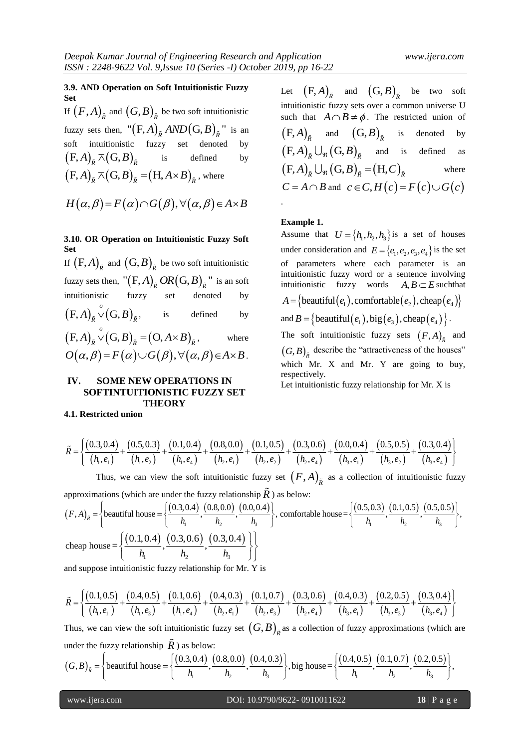### 3.9. AND Operation on Soft Intuitionistic Fuzzy Set

If $(F,A)_{\tilde{R}}$ and $(G,B)_{\tilde{R}}$ be two soft intuitionistic fuzzy sets then, "$(\mathrm{F},A)_{\tilde{R}}\, AND (\mathrm{G},B)_{\tilde{R}}$" is an soft intuitionistic fuzzy set denoted by $(\mathrm{F},A)_{\tilde{R}} \overline{\wedge} (\mathrm{G},B)_{\tilde{R}}$ is defined by $(\mathrm{F},A)_{\tilde{R}} \overline{\wedge} (\mathrm{G},B)_{\tilde{R}} = (\mathrm{H}, A\times B)_{\tilde{R}}$, where

$$H(\alpha,\beta) = F(\alpha)\cap G(\beta), \forall(\alpha,\beta)\in A\times B$$

### 3.10. OR Operation on Intuitionistic Fuzzy Soft Set

If $(\mathrm{F},A)_{\tilde{R}}$ and $(\mathrm{G},B)_{\tilde{R}}$ be two soft intuitionistic fuzzy sets then, "$(\mathrm{F},A)_{\tilde{R}}\, OR (\mathrm{G},B)_{\tilde{R}}$" is an soft intuitionistic fuzzy set denoted by $(\mathrm{F},A)_{\tilde{R}} \overset{o}{\vee} (\mathrm{G},B)_{\tilde{R}}$, is defined by $(\mathrm{F},A)_{\tilde{R}} \overset{o}{\vee} (\mathrm{G},B)_{\tilde{R}} = (\mathrm{O}, A\times B)_{\tilde{R}}$, where $O(\alpha,\beta) = F(\alpha)\cup G(\beta), \forall(\alpha,\beta)\in A\times B$.

## IV. SOME NEW OPERATIONS IN SOFTINTUITIONISTIC FUZZY SET THEORY

### 4.1. Restricted union

Let $(\mathrm{F},A)_{\tilde{R}}$ and $(\mathrm{G},B)_{\tilde{R}}$ be two soft intuitionistic fuzzy sets over a common universe U such that $A\cap B\neq\phi$. The restricted union of $(\mathrm{F},A)_{\tilde{R}}$ and $(\mathrm{G},B)_{\tilde{R}}$ is denoted by $(\mathrm{F},A)_{\tilde{R}} \cup_{\Re} (\mathrm{G},B)_{\tilde{R}}$ and is defined as $(\mathrm{F},A)_{\tilde{R}} \cup_{\Re} (\mathrm{G},B)_{\tilde{R}} = (\mathrm{H},C)_{\tilde{R}}$ where $C = A\cap B$ and $c\in C, H(c) = F(c)\cup G(c)$.

**Example 1.**

Assume that $U=\{h_1,h_2,h_3\}$ is a set of houses under consideration and $E=\{e_1,e_2,e_3,e_4\}$ is the set of parameters where each parameter is an intuitionistic fuzzy word or a sentence involving intuitionistic fuzzy words $A,B\subset E$ suchthat $A=\{\text{beautiful}(e_1),\text{comfortable}(e_2),\text{cheap}(e_4)\}$ and $B=\{\text{beautiful}(e_1),\text{big}(e_3),\text{cheap}(e_4)\}$.

The soft intuitionistic fuzzy sets $(F,A)_{\tilde{R}}$ and $(G,B)_{\tilde{R}}$ describe the "attractiveness of the houses" which Mr. X and Mr. Y are going to buy, respectively.

Let intuitionistic fuzzy relationship for Mr. X is

$$\tilde{R} = \left\{\frac{(0.3,0.4)}{(h_1,e_1)}+\frac{(0.5,0.3)}{(h_1,e_2)}+\frac{(0.1,0.4)}{(h_1,e_4)}+\frac{(0.8,0.0)}{(h_2,e_1)}+\frac{(0.1,0.5)}{(h_2,e_2)}+\frac{(0.3,0.6)}{(h_2,e_4)}+\frac{(0.0,0.4)}{(h_3,e_1)}+\frac{(0.5,0.5)}{(h_3,e_2)}+\frac{(0.3,0.4)}{(h_3,e_4)}\right\}$$

Thus, we can view the soft intuitionistic fuzzy set $(F,A)_{\tilde{R}}$ as a collection of intuitionistic fuzzy approximations (which are under the fuzzy relationship $\tilde{R}$) as below:

$$(F,A)_{\tilde{R}} = \left\{\text{beautiful house} = \left\{\frac{(0.3,0.4)}{h_1},\frac{(0.8,0.0)}{h_2},\frac{(0.0,0.4)}{h_3}\right\},\ \text{comfortable house} = \left\{\frac{(0.5,0.3)}{h_1},\frac{(0.1,0.5)}{h_2},\frac{(0.5,0.5)}{h_3}\right\},\right.$$

$$\left.\text{cheap house} = \left\{\frac{(0.1,0.4)}{h_1},\frac{(0.3,0.6)}{h_2},\frac{(0.3,0.4)}{h_3}\right\}\right\}$$

and suppose intuitionistic fuzzy relationship for Mr. Y is

$$\tilde{R} = \left\{\frac{(0.1,0.5)}{(h_1,e_1)}+\frac{(0.4,0.5)}{(h_1,e_3)}+\frac{(0.1,0.6)}{(h_1,e_4)}+\frac{(0.4,0.3)}{(h_2,e_1)}+\frac{(0.1,0.7)}{(h_2,e_3)}+\frac{(0.3,0.6)}{(h_2,e_4)}+\frac{(0.4,0.3)}{(h_3,e_1)}+\frac{(0.2,0.5)}{(h_3,e_3)}+\frac{(0.3,0.4)}{(h_3,e_4)}\right\}$$

Thus, we can view the soft intuitionistic fuzzy set $(G,B)_{\tilde{R}}$ as a collection of fuzzy approximations (which are under the fuzzy relationship $\tilde{R}$) as below:

$$(G,B)_{\tilde{R}} = \left\{\text{beautiful house} = \left\{\frac{(0.3,0.4)}{h_1},\frac{(0.8,0.0)}{h_2},\frac{(0.4,0.3)}{h_3}\right\},\ \text{big house} = \left\{\frac{(0.4,0.5)}{h_1},\frac{(0.1,0.7)}{h_2},\frac{(0.2,0.5)}{h_3}\right\},\right.$$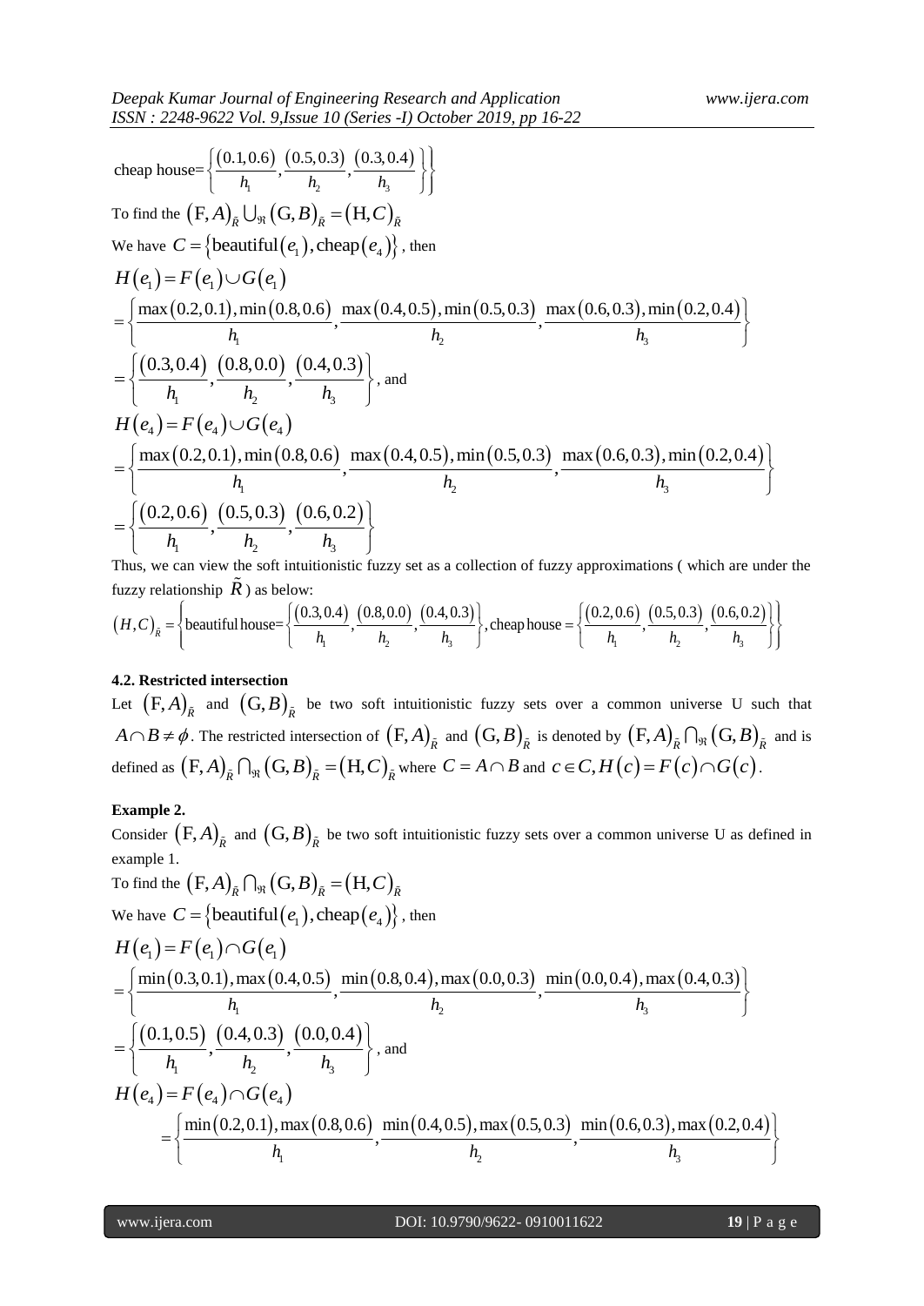cheap house= $\left\{\frac{(0.1,0.6)}{h_1}, \frac{(0.5,0.3)}{h_2}, \frac{(0.3,0.4)}{h_3}\right\}\Bigg\}$

To find the $(\mathrm{F},A)_{\tilde{R}} \cup_{\Re} (\mathrm{G},B)_{\tilde{R}} = (\mathrm{H},C)_{\tilde{R}}$

We have $C = \{\text{beautiful}(e_1), \text{cheap}(e_4)\}$, then

$$H(e_1) = F(e_1) \cup G(e_1)$$

$$= \left\{\frac{\max(0.2,0.1), \min(0.8,0.6)}{h_1}, \frac{\max(0.4,0.5), \min(0.5,0.3)}{h_2}, \frac{\max(0.6,0.3), \min(0.2,0.4)}{h_3}\right\}$$

$$= \left\{\frac{(0.3,0.4)}{h_1}, \frac{(0.8,0.0)}{h_2}, \frac{(0.4,0.3)}{h_3}\right\}, \text{ and}$$

$$H(e_4) = F(e_4) \cup G(e_4)$$

$$= \left\{\frac{\max(0.2,0.1), \min(0.8,0.6)}{h_1}, \frac{\max(0.4,0.5), \min(0.5,0.3)}{h_2}, \frac{\max(0.6,0.3), \min(0.2,0.4)}{h_3}\right\}$$

$$= \left\{\frac{(0.2,0.6)}{h_1}, \frac{(0.5,0.3)}{h_2}, \frac{(0.6,0.2)}{h_3}\right\}$$

Thus, we can view the soft intuitionistic fuzzy set as a collection of fuzzy approximations ( which are under the fuzzy relationship $\tilde{R}$ ) as below:

$$(H,C)_{\tilde{R}} = \left\{\text{beautiful house} = \left\{\frac{(0.3,0.4)}{h_1}, \frac{(0.8,0.0)}{h_2}, \frac{(0.4,0.3)}{h_3}\right\}, \text{cheap house} = \left\{\frac{(0.2,0.6)}{h_1}, \frac{(0.5,0.3)}{h_2}, \frac{(0.6,0.2)}{h_3}\right\}\right\}$$

### 4.2. Restricted intersection

Let $(\mathrm{F},A)_{\tilde{R}}$ and $(\mathrm{G},B)_{\tilde{R}}$ be two soft intuitionistic fuzzy sets over a common universe U such that $A \cap B \neq \phi$. The restricted intersection of $(\mathrm{F},A)_{\tilde{R}}$ and $(\mathrm{G},B)_{\tilde{R}}$ is denoted by $(\mathrm{F},A)_{\tilde{R}} \cap_{\Re} (\mathrm{G},B)_{\tilde{R}}$ and is defined as $(\mathrm{F},A)_{\tilde{R}} \cap_{\Re} (\mathrm{G},B)_{\tilde{R}} = (\mathrm{H},C)_{\tilde{R}}$ where $C = A \cap B$ and $c \in C, H(c) = F(c) \cap G(c)$.

**Example 2.**

Consider $(\mathrm{F},A)_{\tilde{R}}$ and $(\mathrm{G},B)_{\tilde{R}}$ be two soft intuitionistic fuzzy sets over a common universe U as defined in example 1.

To find the $(\mathrm{F},A)_{\tilde{R}} \cap_{\Re} (\mathrm{G},B)_{\tilde{R}} = (\mathrm{H},C)_{\tilde{R}}$

We have $C = \{\text{beautiful}(e_1), \text{cheap}(e_4)\}$, then

$$H(e_1) = F(e_1) \cap G(e_1)$$

$$= \left\{\frac{\min(0.3,0.1), \max(0.4,0.5)}{h_1}, \frac{\min(0.8,0.4), \max(0.0,0.3)}{h_2}, \frac{\min(0.0,0.4), \max(0.4,0.3)}{h_3}\right\}$$

$$= \left\{\frac{(0.1,0.5)}{h_1}, \frac{(0.4,0.3)}{h_2}, \frac{(0.0,0.4)}{h_3}\right\}, \text{ and}$$

$$H(e_4) = F(e_4) \cap G(e_4)$$

$$= \left\{\frac{\min(0.2,0.1), \max(0.8,0.6)}{h_1}, \frac{\min(0.4,0.5), \max(0.5,0.3)}{h_2}, \frac{\min(0.6,0.3), \max(0.2,0.4)}{h_3}\right\}$$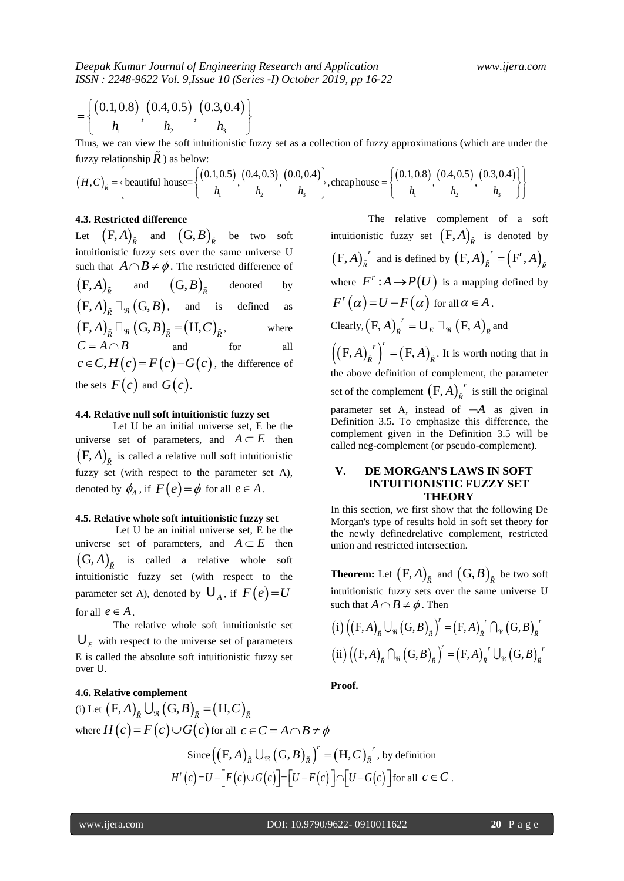$$= \left\{ \frac{(0.1, 0.8)}{h_1}, \frac{(0.4, 0.5)}{h_2}, \frac{(0.3, 0.4)}{h_3} \right\}$$

Thus, we can view the soft intuitionistic fuzzy set as a collection of fuzzy approximations (which are under the fuzzy relationship $\tilde{R}$ ) as below:

$$(H, C)_{\tilde{R}} = \left\{ \text{beautiful house} = \left\{ \frac{(0.1, 0.5)}{h_1}, \frac{(0.4, 0.3)}{h_2}, \frac{(0.0, 0.4)}{h_3} \right\}, \text{cheap house} = \left\{ \frac{(0.1, 0.8)}{h_1}, \frac{(0.4, 0.5)}{h_2}, \frac{(0.3, 0.4)}{h_3} \right\} \right\}$$

#### 4.3. Restricted difference

Let $(\mathrm{F}, A)_{\tilde{R}}$ and $(\mathrm{G}, B)_{\tilde{R}}$ be two soft intuitionistic fuzzy sets over the same universe U such that $A \cap B \neq \phi$. The restricted difference of $(\mathrm{F}, A)_{\tilde{R}}$ and $(\mathrm{G}, B)_{\tilde{R}}$ denoted by $(\mathrm{F}, A)_{\tilde{R}} \square_{\Re} (\mathrm{G}, B)$, and is defined as $(\mathrm{F}, A)_{\tilde{R}} \square_{\Re} (\mathrm{G}, B)_{\tilde{R}} = (\mathrm{H}, C)_{\tilde{R}}$, where $C = A \cap B$ and for all $c \in C, H(c) = F(c) - G(c)$, the difference of the sets $F(c)$ and $G(c)$.

#### 4.4. Relative null soft intuitionistic fuzzy set

Let U be an initial universe set, E be the universe set of parameters, and $A \subset E$ then $(\mathrm{F}, A)_{\tilde{R}}$ is called a relative null soft intuitionistic fuzzy set (with respect to the parameter set A), denoted by $\phi_A$, if $F(e) = \phi$ for all $e \in A$.

#### 4.5. Relative whole soft intuitionistic fuzzy set

Let U be an initial universe set, E be the universe set of parameters, and $A \subset E$ then $(\mathrm{G}, A)_{\tilde{R}}$ is called a relative whole soft intuitionistic fuzzy set (with respect to the parameter set A), denoted by $\cup_A$, if $F(e) = U$ for all $e \in A$.

The relative whole soft intuitionistic set $\cup_E$ with respect to the universe set of parameters E is called the absolute soft intuitionistic fuzzy set over U.

#### 4.6. Relative complement

The relative complement of a soft intuitionistic fuzzy set $(\mathrm{F}, A)_{\tilde{R}}$ is denoted by $(\mathrm{F}, A)_{\tilde{R}}^{\ r}$ and is defined by $(\mathrm{F}, A)_{\tilde{R}}^{\ r} = (\mathrm{F}^{\mathrm{r}}, A)_{\tilde{R}}$ where $F^r : A \to P(U)$ is a mapping defined by $F^r(\alpha) = U - F(\alpha)$ for all $\alpha \in A$.

Clearly, $(\mathrm{F}, A)_{\tilde{R}}^{\ r} = \cup_E \square_{\Re} (\mathrm{F}, A)_{\tilde{R}}$ and $\left((\mathrm{F}, A)_{\tilde{R}}^{\ r}\right)^r = (\mathrm{F}, A)_{\tilde{R}}$. It is worth noting that in the above definition of complement, the parameter set of the complement $(\mathrm{F}, A)_{\tilde{R}}^{\ r}$ is still the original parameter set A, instead of $\neg A$ as given in Definition 3.5. To emphasize this difference, the complement given in the Definition 3.5 will be called neg-complement (or pseudo-complement).

## V. DE MORGAN'S LAWS IN SOFT INTUITIONISTIC FUZZY SET THEORY

In this section, we first show that the following De Morgan's type of results hold in soft set theory for the newly definedrelative complement, restricted union and restricted intersection.

**Theorem:** Let $(\mathrm{F}, A)_{\tilde{R}}$ and $(\mathrm{G}, B)_{\tilde{R}}$ be two soft intuitionistic fuzzy sets over the same universe U such that $A \cap B \neq \phi$. Then

$$\text{(i)} \left((\mathrm{F}, A)_{\tilde{R}} \cup_{\Re} (\mathrm{G}, B)_{\tilde{R}}\right)^r = (\mathrm{F}, A)_{\tilde{R}}^{\ r} \cap_{\Re} (\mathrm{G}, B)_{\tilde{R}}^{\ r}$$

$$\text{(ii)} \left((\mathrm{F}, A)_{\tilde{R}} \cap_{\Re} (\mathrm{G}, B)_{\tilde{R}}\right)^r = (\mathrm{F}, A)_{\tilde{R}}^{\ r} \cup_{\Re} (\mathrm{G}, B)_{\tilde{R}}^{\ r}$$

**Proof.**

(i) Let $(\mathrm{F}, A)_{\tilde{R}} \cup_{\Re} (\mathrm{G}, B)_{\tilde{R}} = (\mathrm{H}, C)_{\tilde{R}}$

where $H(c) = F(c) \cup G(c)$ for all $c \in C = A \cap B \neq \phi$

Since $\left((\mathrm{F}, A)_{\tilde{R}} \cup_{\Re} (\mathrm{G}, B)_{\tilde{R}}\right)^r = (\mathrm{H}, C)_{\tilde{R}}^{\ r}$, by definition

$$H^r(c) = U - \left[F(c) \cup G(c)\right] = \left[U - F(c)\right] \cap \left[U - G(c)\right] \text{ for all } c \in C.$$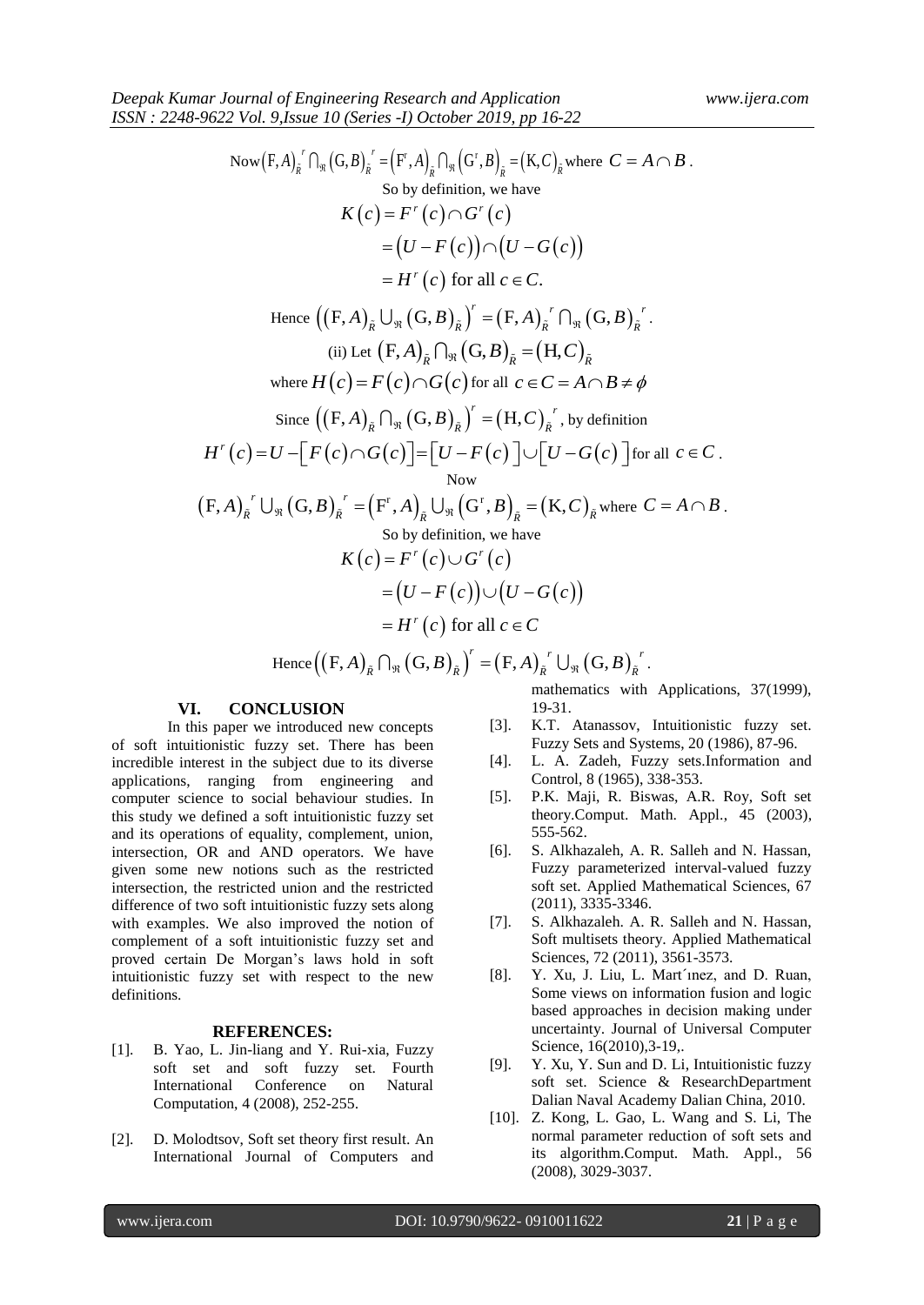Now $\left(F,A\right)_{\tilde{R}}^{\;r} \cap_{\Re} \left(G,B\right)_{\tilde{R}}^{\;r} = \left(F^{r},A\right)_{\tilde{R}} \cap_{\Re} \left(G^{r},B\right)_{\tilde{R}} = \left(K,C\right)_{\tilde{R}}$ where $C = A \cap B$.

So by definition, we have

$$K\left(c\right) = F^{r}\left(c\right) \cap G^{r}\left(c\right)$$
$$= \left(U - F\left(c\right)\right) \cap \left(U - G\left(c\right)\right)$$
$$= H^{r}\left(c\right) \text{ for all } c \in C.$$

Hence $\left(\left(F,A\right)_{\tilde{R}} \cup_{\Re} \left(G,B\right)_{\tilde{R}}\right)^{r} = \left(F,A\right)_{\tilde{R}}^{\;r} \cap_{\Re} \left(G,B\right)_{\tilde{R}}^{\;r}$.

(ii) Let $\left(F,A\right)_{\tilde{R}} \cap_{\Re} \left(G,B\right)_{\tilde{R}} = \left(H,C\right)_{\tilde{R}}$

where $H\left(c\right) = F\left(c\right) \cap G\left(c\right)$ for all $c \in C = A \cap B \neq \phi$

Since $\left(\left(F,A\right)_{\tilde{R}} \cap_{\Re} \left(G,B\right)_{\tilde{R}}\right)^{r} = \left(H,C\right)_{\tilde{R}}^{\;r}$, by definition

$H^{r}\left(c\right) = U - \left[F\left(c\right) \cap G\left(c\right)\right] = \left[U - F\left(c\right)\right] \cup \left[U - G\left(c\right)\right]$ for all $c \in C$.

Now

$\left(F,A\right)_{\tilde{R}}^{\;r} \cup_{\Re} \left(G,B\right)_{\tilde{R}}^{\;r} = \left(F^{r},A\right)_{\tilde{R}} \cup_{\Re} \left(G^{r},B\right)_{\tilde{R}} = \left(K,C\right)_{\tilde{R}}$ where $C = A \cap B$.

So by definition, we have

$$K\left(c\right) = F^{r}\left(c\right) \cup G^{r}\left(c\right)$$
$$= \left(U - F\left(c\right)\right) \cup \left(U - G\left(c\right)\right)$$
$$= H^{r}\left(c\right) \text{ for all } c \in C$$

Hence $\left(\left(F,A\right)_{\tilde{R}} \cap_{\Re} \left(G,B\right)_{\tilde{R}}\right)^{r} = \left(F,A\right)_{\tilde{R}}^{\;r} \cup_{\Re} \left(G,B\right)_{\tilde{R}}^{\;r}$.

## VI. CONCLUSION

In this paper we introduced new concepts of soft intuitionistic fuzzy set. There has been incredible interest in the subject due to its diverse applications, ranging from engineering and computer science to social behaviour studies. In this study we defined a soft intuitionistic fuzzy set and its operations of equality, complement, union, intersection, OR and AND operators. We have given some new notions such as the restricted intersection, the restricted union and the restricted difference of two soft intuitionistic fuzzy sets along with examples. We also improved the notion of complement of a soft intuitionistic fuzzy set and proved certain De Morgan's laws hold in soft intuitionistic fuzzy set with respect to the new definitions.

## REFERENCES:

[1]. B. Yao, L. Jin-liang and Y. Rui-xia, Fuzzy soft set and soft fuzzy set. Fourth International Conference on Natural Computation, 4 (2008), 252-255.

[2]. D. Molodtsov, Soft set theory first result. An International Journal of Computers and mathematics with Applications, 37(1999), 19-31.

[3]. K.T. Atanassov, Intuitionistic fuzzy set. Fuzzy Sets and Systems, 20 (1986), 87-96.

[4]. L. A. Zadeh, Fuzzy sets.Information and Control, 8 (1965), 338-353.

[5]. P.K. Maji, R. Biswas, A.R. Roy, Soft set theory.Comput. Math. Appl., 45 (2003), 555-562.

[6]. S. Alkhazaleh, A. R. Salleh and N. Hassan, Fuzzy parameterized interval-valued fuzzy soft set. Applied Mathematical Sciences, 67 (2011), 3335-3346.

[7]. S. Alkhazaleh. A. R. Salleh and N. Hassan, Soft multisets theory. Applied Mathematical Sciences, 72 (2011), 3561-3573.

[8]. Y. Xu, J. Liu, L. Mart´ınez, and D. Ruan, Some views on information fusion and logic based approaches in decision making under uncertainty. Journal of Universal Computer Science, 16(2010),3-19,.

[9]. Y. Xu, Y. Sun and D. Li, Intuitionistic fuzzy soft set. Science & ResearchDepartment Dalian Naval Academy Dalian China, 2010.

[10]. Z. Kong, L. Gao, L. Wang and S. Li, The normal parameter reduction of soft sets and its algorithm.Comput. Math. Appl., 56 (2008), 3029-3037.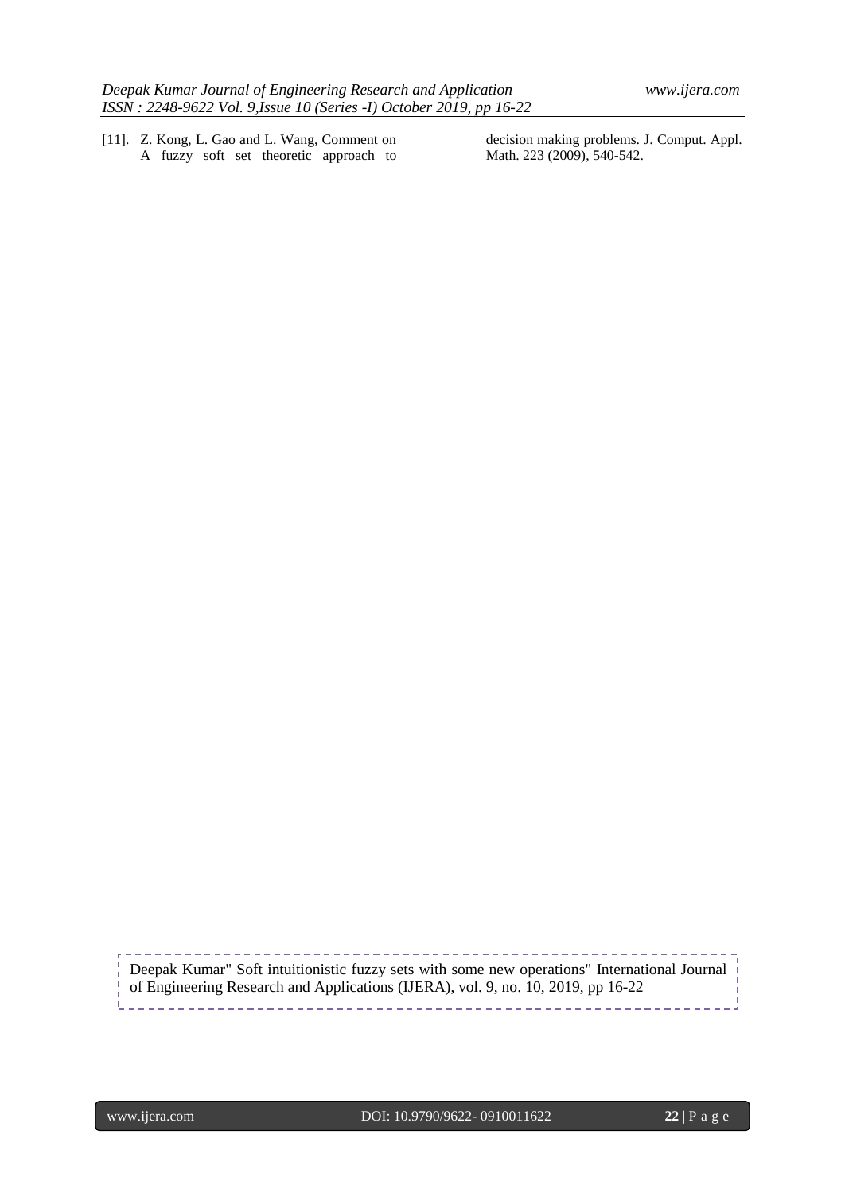[11]. Z. Kong, L. Gao and L. Wang, Comment on A fuzzy soft set theoretic approach to decision making problems. J. Comput. Appl. Math. 223 (2009), 540-542.

Deepak Kumar" Soft intuitionistic fuzzy sets with some new operations" International Journal of Engineering Research and Applications (IJERA), vol. 9, no. 10, 2019, pp 16-22